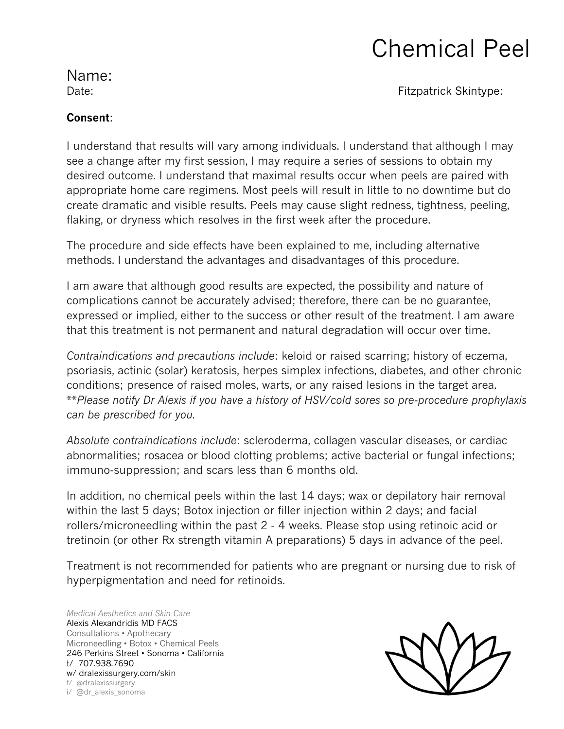# Chemical Peel

Name:

Date: Fitzpatrick Skintype:

**Consent**:

I understand that results will vary among individuals. I understand that although I may see a change after my first session, I may require a series of sessions to obtain my desired outcome. I understand that maximal results occur when peels are paired with appropriate home care regimens. Most peels will result in little to no downtime but do create dramatic and visible results. Peels may cause slight redness, tightness, peeling, flaking, or dryness which resolves in the first week after the procedure.

The procedure and side effects have been explained to me, including alternative methods. I understand the advantages and disadvantages of this procedure.

I am aware that although good results are expected, the possibility and nature of complications cannot be accurately advised; therefore, there can be no guarantee, expressed or implied, either to the success or other result of the treatment. I am aware that this treatment is not permanent and natural degradation will occur over time.

*Contraindications and precautions include*: keloid or raised scarring; history of eczema, psoriasis, actinic (solar) keratosis, herpes simplex infections, diabetes, and other chronic conditions; presence of raised moles, warts, or any raised lesions in the target area. ***Please notify Dr Alexis if you have a history of HSV/cold sores so pre-procedure prophylaxis can be prescribed for you.*

*Absolute contraindications include*: scleroderma, collagen vascular diseases, or cardiac abnormalities; rosacea or blood clotting problems; active bacterial or fungal infections; immuno-suppression; and scars less than 6 months old.

In addition, no chemical peels within the last 14 days; wax or depilatory hair removal within the last 5 days; Botox injection or filler injection within 2 days; and facial rollers/microneedling within the past 2 - 4 weeks. Please stop using retinoic acid or tretinoin (or other Rx strength vitamin A preparations) 5 days in advance of the peel.

Treatment is not recommended for patients who are pregnant or nursing due to risk of hyperpigmentation and need for retinoids.

*Medical Aesthetics and Skin Care*
Alexis Alexandridis MD FACS
Consultations • Apothecary
Microneedling • Botox • Chemical Peels
246 Perkins Street • Sonoma • California
t/ 707.938.7690
w/ dralexissurgery.com/skin
f/ @dralexissurgery
i/ @dr_alexis_sonoma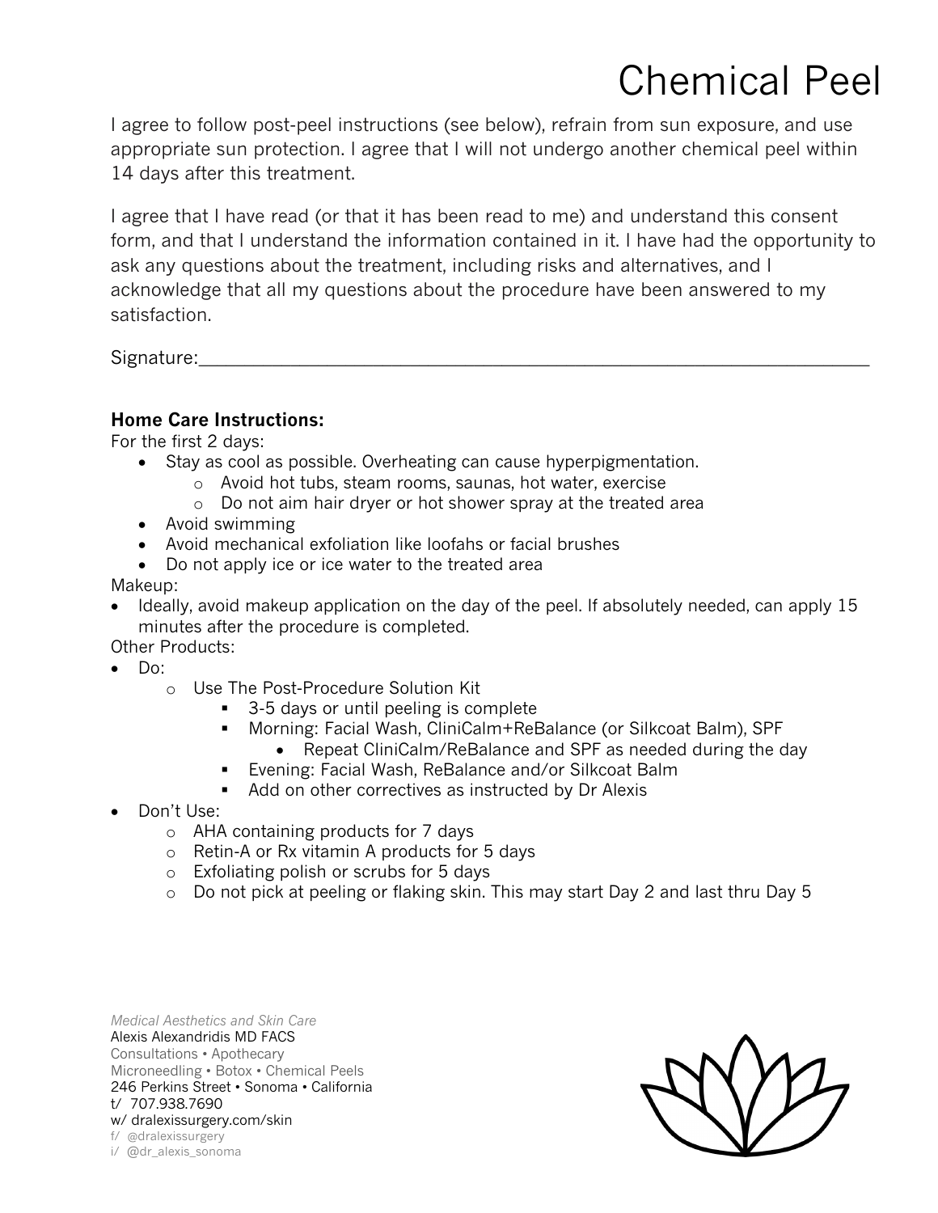# Chemical Peel

I agree to follow post-peel instructions (see below), refrain from sun exposure, and use appropriate sun protection. I agree that I will not undergo another chemical peel within 14 days after this treatment.

I agree that I have read (or that it has been read to me) and understand this consent form, and that I understand the information contained in it. I have had the opportunity to ask any questions about the treatment, including risks and alternatives, and I acknowledge that all my questions about the procedure have been answered to my satisfaction.

Signature:_______________________________________________________________________

**Home Care Instructions:**

For the first 2 days:

- Stay as cool as possible. Overheating can cause hyperpigmentation.
  - Avoid hot tubs, steam rooms, saunas, hot water, exercise
  - Do not aim hair dryer or hot shower spray at the treated area
- Avoid swimming
- Avoid mechanical exfoliation like loofahs or facial brushes
- Do not apply ice or ice water to the treated area

Makeup:

- Ideally, avoid makeup application on the day of the peel. If absolutely needed, can apply 15 minutes after the procedure is completed.

Other Products:

- Do:
  - Use The Post-Procedure Solution Kit
    - 3-5 days or until peeling is complete
    - Morning: Facial Wash, CliniCalm+ReBalance (or Silkcoat Balm), SPF
      - Repeat CliniCalm/ReBalance and SPF as needed during the day
    - Evening: Facial Wash, ReBalance and/or Silkcoat Balm
    - Add on other correctives as instructed by Dr Alexis
- Don't Use:
  - AHA containing products for 7 days
  - Retin-A or Rx vitamin A products for 5 days
  - Exfoliating polish or scrubs for 5 days
  - Do not pick at peeling or flaking skin. This may start Day 2 and last thru Day 5

*Medical Aesthetics and Skin Care*
Alexis Alexandridis MD FACS
Consultations • Apothecary
Microneedling • Botox • Chemical Peels
246 Perkins Street • Sonoma • California
t/ 707.938.7690
w/ dralexissurgery.com/skin
f/ @dralexissurgery
i/ @dr_alexis_sonoma